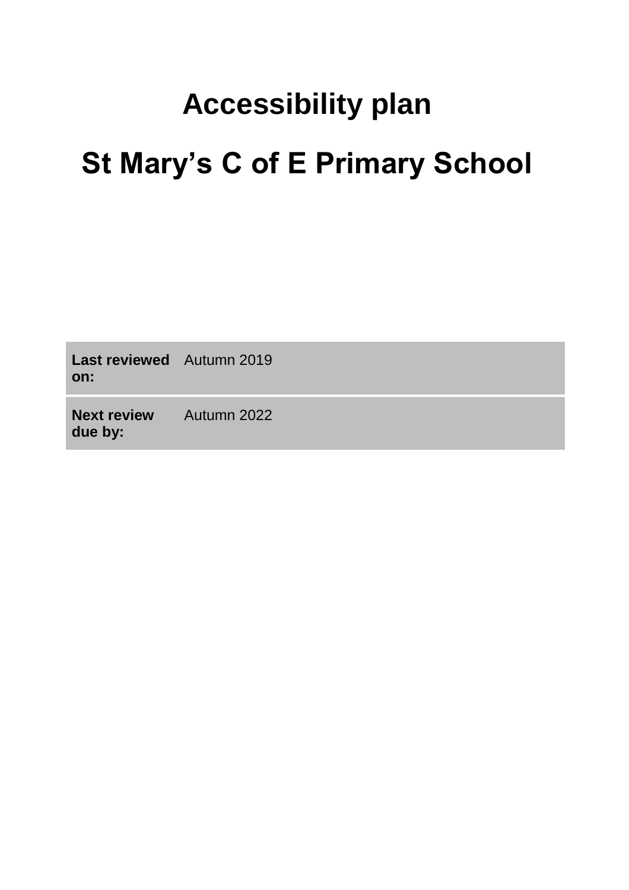# Accessibility plan

# St Mary's C of E Primary School

| **Last reviewed on:** | Autumn 2019 |
|---|---|
| **Next review due by:** | Autumn 2022 |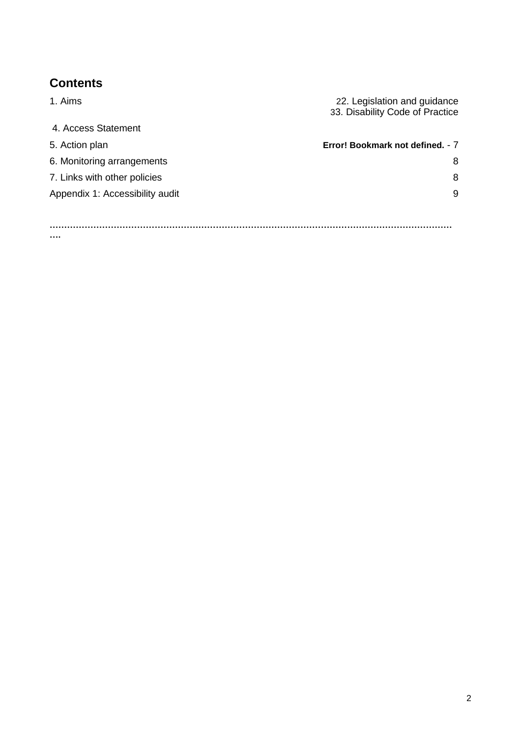## Contents

1. Aims 22. Legislation and guidance 33. Disability Code of Practice

4. Access Statement

5. Action plan **Error! Bookmark not defined.** - 7

6. Monitoring arrangements 8

7. Links with other policies 8

Appendix 1: Accessibility audit 9

**……………………………………………………………………………………………………………………….**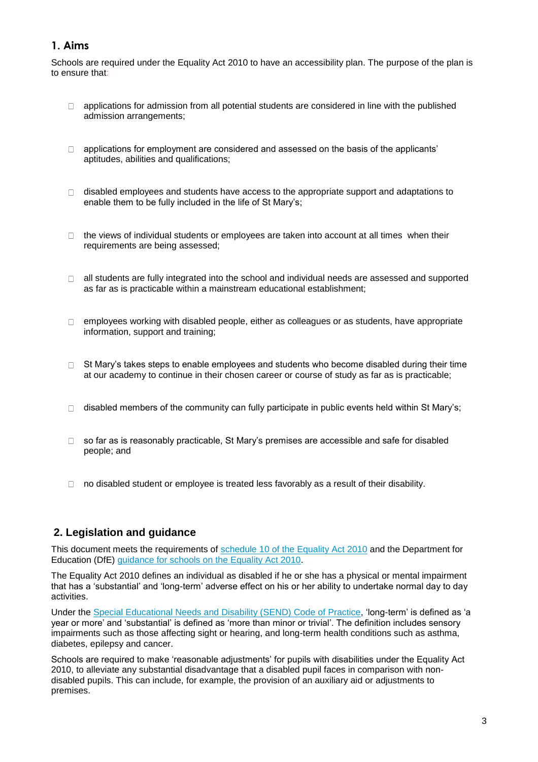## 1. Aims

Schools are required under the Equality Act 2010 to have an accessibility plan. The purpose of the plan is to ensure that:

- applications for admission from all potential students are considered in line with the published admission arrangements;
- applications for employment are considered and assessed on the basis of the applicants' aptitudes, abilities and qualifications;
- disabled employees and students have access to the appropriate support and adaptations to enable them to be fully included in the life of St Mary's;
- the views of individual students or employees are taken into account at all times when their requirements are being assessed;
- all students are fully integrated into the school and individual needs are assessed and supported as far as is practicable within a mainstream educational establishment;
- employees working with disabled people, either as colleagues or as students, have appropriate information, support and training;
- St Mary's takes steps to enable employees and students who become disabled during their time at our academy to continue in their chosen career or course of study as far as is practicable;
- disabled members of the community can fully participate in public events held within St Mary's;
- so far as is reasonably practicable, St Mary's premises are accessible and safe for disabled people; and
- no disabled student or employee is treated less favorably as a result of their disability.

## 2. Legislation and guidance

This document meets the requirements of schedule 10 of the Equality Act 2010 and the Department for Education (DfE) guidance for schools on the Equality Act 2010.

The Equality Act 2010 defines an individual as disabled if he or she has a physical or mental impairment that has a 'substantial' and 'long-term' adverse effect on his or her ability to undertake normal day to day activities.

Under the Special Educational Needs and Disability (SEND) Code of Practice, 'long-term' is defined as 'a year or more' and 'substantial' is defined as 'more than minor or trivial'. The definition includes sensory impairments such as those affecting sight or hearing, and long-term health conditions such as asthma, diabetes, epilepsy and cancer.

Schools are required to make 'reasonable adjustments' for pupils with disabilities under the Equality Act 2010, to alleviate any substantial disadvantage that a disabled pupil faces in comparison with non-disabled pupils. This can include, for example, the provision of an auxiliary aid or adjustments to premises.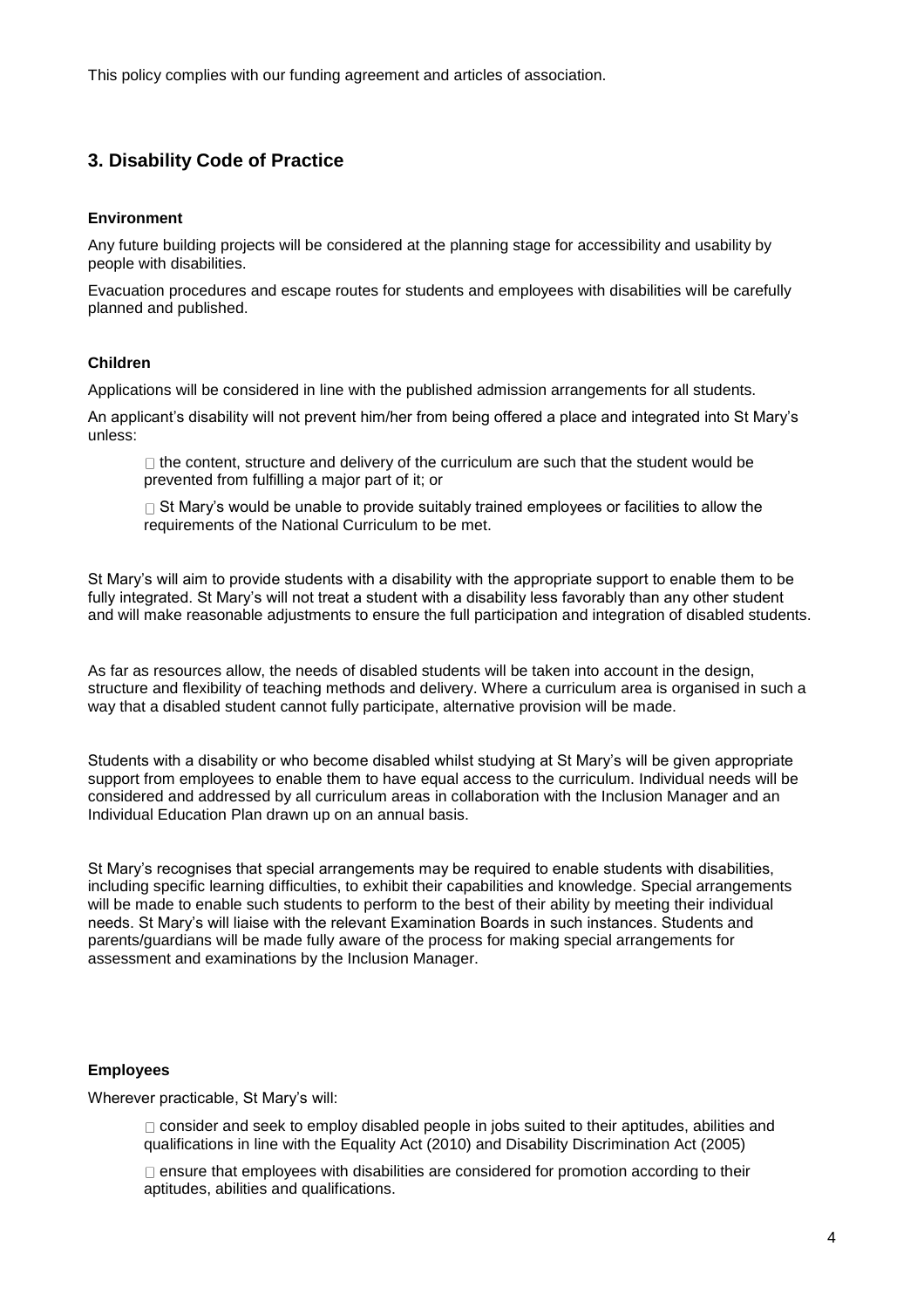This policy complies with our funding agreement and articles of association.

## 3. Disability Code of Practice

### Environment

Any future building projects will be considered at the planning stage for accessibility and usability by people with disabilities.

Evacuation procedures and escape routes for students and employees with disabilities will be carefully planned and published.

### Children

Applications will be considered in line with the published admission arrangements for all students.

An applicant's disability will not prevent him/her from being offered a place and integrated into St Mary's unless:

- the content, structure and delivery of the curriculum are such that the student would be prevented from fulfilling a major part of it; or
- St Mary's would be unable to provide suitably trained employees or facilities to allow the requirements of the National Curriculum to be met.

St Mary's will aim to provide students with a disability with the appropriate support to enable them to be fully integrated. St Mary's will not treat a student with a disability less favorably than any other student and will make reasonable adjustments to ensure the full participation and integration of disabled students.

As far as resources allow, the needs of disabled students will be taken into account in the design, structure and flexibility of teaching methods and delivery. Where a curriculum area is organised in such a way that a disabled student cannot fully participate, alternative provision will be made.

Students with a disability or who become disabled whilst studying at St Mary's will be given appropriate support from employees to enable them to have equal access to the curriculum. Individual needs will be considered and addressed by all curriculum areas in collaboration with the Inclusion Manager and an Individual Education Plan drawn up on an annual basis.

St Mary's recognises that special arrangements may be required to enable students with disabilities, including specific learning difficulties, to exhibit their capabilities and knowledge. Special arrangements will be made to enable such students to perform to the best of their ability by meeting their individual needs. St Mary's will liaise with the relevant Examination Boards in such instances. Students and parents/guardians will be made fully aware of the process for making special arrangements for assessment and examinations by the Inclusion Manager.

### Employees

Wherever practicable, St Mary's will:

- consider and seek to employ disabled people in jobs suited to their aptitudes, abilities and qualifications in line with the Equality Act (2010) and Disability Discrimination Act (2005)
- ensure that employees with disabilities are considered for promotion according to their aptitudes, abilities and qualifications.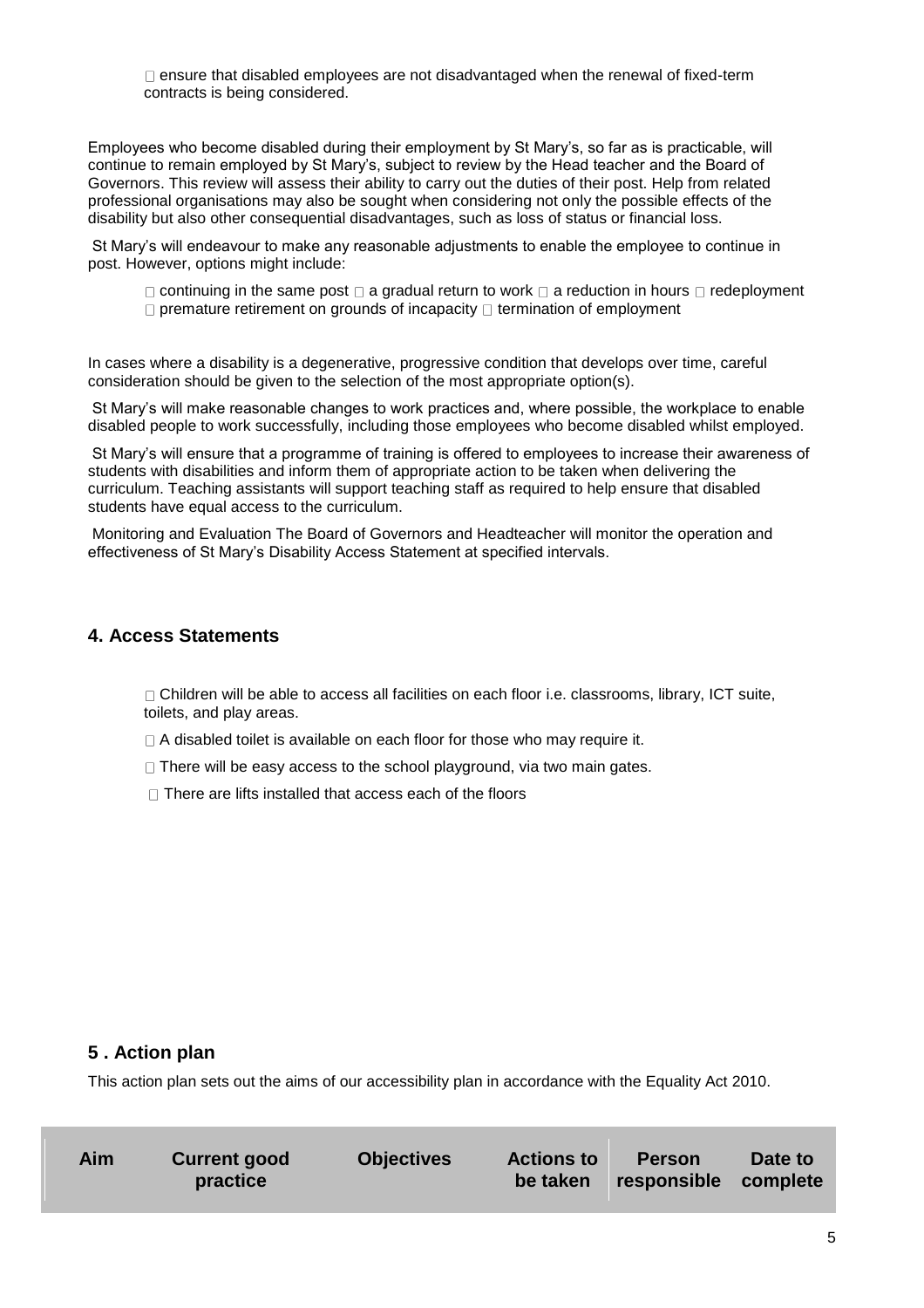- ensure that disabled employees are not disadvantaged when the renewal of fixed-term contracts is being considered.

Employees who become disabled during their employment by St Mary's, so far as is practicable, will continue to remain employed by St Mary's, subject to review by the Head teacher and the Board of Governors. This review will assess their ability to carry out the duties of their post. Help from related professional organisations may also be sought when considering not only the possible effects of the disability but also other consequential disadvantages, such as loss of status or financial loss.

St Mary's will endeavour to make any reasonable adjustments to enable the employee to continue in post. However, options might include:

- continuing in the same post
- a gradual return to work
- a reduction in hours
- redeployment
- premature retirement on grounds of incapacity
- termination of employment

In cases where a disability is a degenerative, progressive condition that develops over time, careful consideration should be given to the selection of the most appropriate option(s).

St Mary's will make reasonable changes to work practices and, where possible, the workplace to enable disabled people to work successfully, including those employees who become disabled whilst employed.

St Mary's will ensure that a programme of training is offered to employees to increase their awareness of students with disabilities and inform them of appropriate action to be taken when delivering the curriculum. Teaching assistants will support teaching staff as required to help ensure that disabled students have equal access to the curriculum.

Monitoring and Evaluation The Board of Governors and Headteacher will monitor the operation and effectiveness of St Mary's Disability Access Statement at specified intervals.

## 4. Access Statements

- Children will be able to access all facilities on each floor i.e. classrooms, library, ICT suite, toilets, and play areas.
- A disabled toilet is available on each floor for those who may require it.
- There will be easy access to the school playground, via two main gates.
- There are lifts installed that access each of the floors

## 5 . Action plan

This action plan sets out the aims of our accessibility plan in accordance with the Equality Act 2010.

| Aim | Current good practice | Objectives | Actions to be taken | Person responsible | Date to complete |
|---|---|---|---|---|---|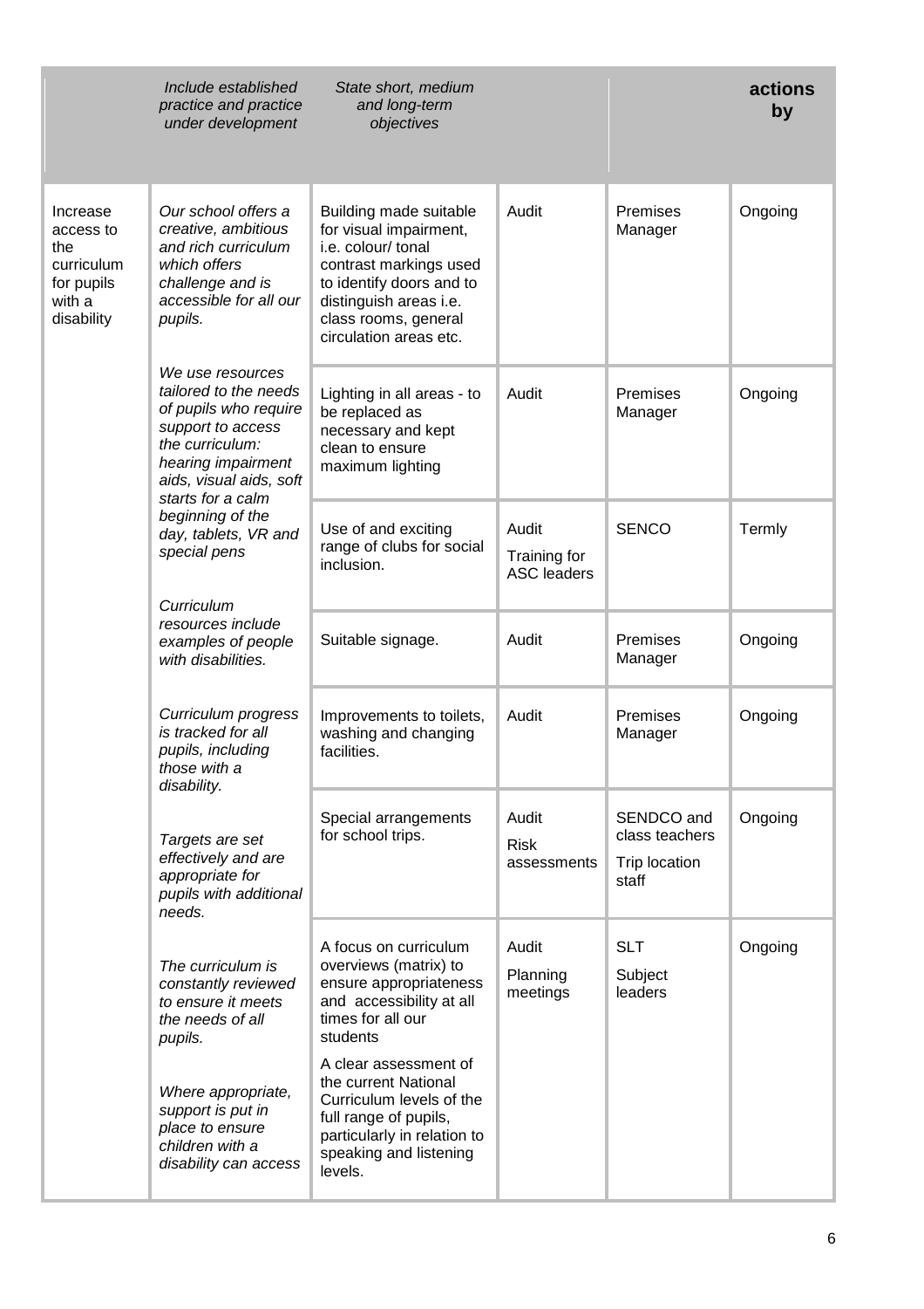| | *Include established practice and practice under development* | *State short, medium and long-term objectives* | | | **actions by** |
|---|---|---|---|---|---|
| Increase access to the curriculum for pupils with a disability | *Our school offers a creative, ambitious and rich curriculum which offers challenge and is accessible for all our pupils.* | Building made suitable for visual impairment, i.e. colour/ tonal contrast markings used to identify doors and to distinguish areas i.e. class rooms, general circulation areas etc. | Audit | Premises Manager | Ongoing |
| | *We use resources tailored to the needs of pupils who require support to access the curriculum: hearing impairment aids, visual aids, soft starts for a calm beginning of the day, tablets, VR and special pens* | Lighting in all areas - to be replaced as necessary and kept clean to ensure maximum lighting | Audit | Premises Manager | Ongoing |
| | | Use of and exciting range of clubs for social inclusion. | Audit<br>Training for ASC leaders | SENCO | Termly |
| | *Curriculum resources include examples of people with disabilities.* | Suitable signage. | Audit | Premises Manager | Ongoing |
| | *Curriculum progress is tracked for all pupils, including those with a disability.* | Improvements to toilets, washing and changing facilities. | Audit | Premises Manager | Ongoing |
| | *Targets are set effectively and are appropriate for pupils with additional needs.* | Special arrangements for school trips. | Audit<br>Risk assessments | SENDCO and class teachers<br>Trip location staff | Ongoing |
| | *The curriculum is constantly reviewed to ensure it meets the needs of all pupils.*<br><br>*Where appropriate, support is put in place to ensure children with a disability can access* | A focus on curriculum overviews (matrix) to ensure appropriateness and accessibility at all times for all our students<br><br>A clear assessment of the current National Curriculum levels of the full range of pupils, particularly in relation to speaking and listening levels. | Audit<br>Planning meetings | SLT<br>Subject leaders | Ongoing |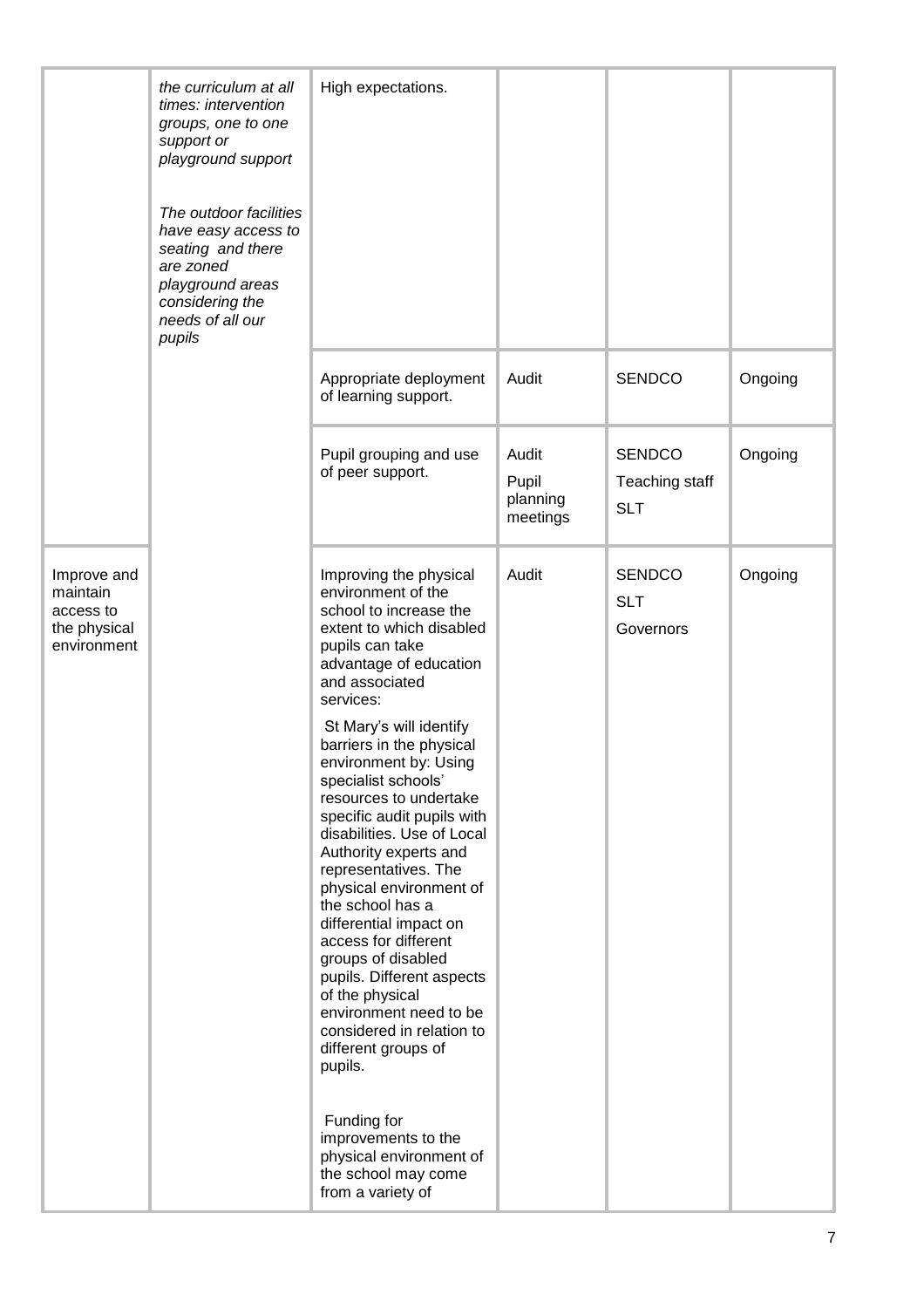| | | | | | |
|---|---|---|---|---|---|
| | *the curriculum at all times: intervention groups, one to one support or playground support*<br><br>*The outdoor facilities have easy access to seating and there are zoned playground areas considering the needs of all our pupils* | High expectations. | | | |
| | | Appropriate deployment of learning support. | Audit | SENDCO | Ongoing |
| | | Pupil grouping and use of peer support. | Audit<br>Pupil planning meetings | SENDCO<br>Teaching staff<br>SLT | Ongoing |
| Improve and maintain access to the physical environment | | Improving the physical environment of the school to increase the extent to which disabled pupils can take advantage of education and associated services:<br><br>St Mary's will identify barriers in the physical environment by: Using specialist schools' resources to undertake specific audit pupils with disabilities. Use of Local Authority experts and representatives. The physical environment of the school has a differential impact on access for different groups of disabled pupils. Different aspects of the physical environment need to be considered in relation to different groups of pupils.<br><br>Funding for improvements to the physical environment of the school may come from a variety of | Audit | SENDCO<br>SLT<br>Governors | Ongoing |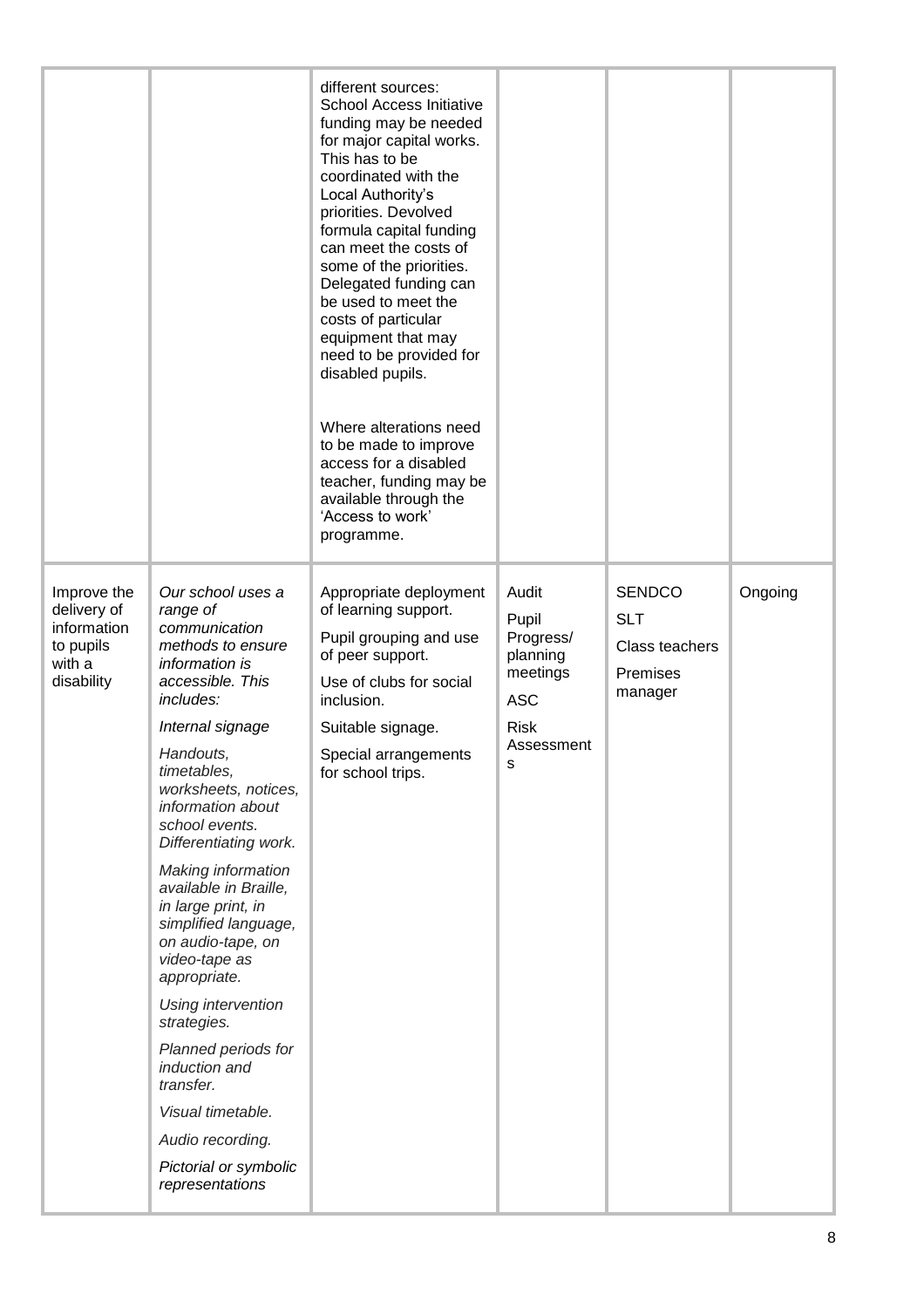| | | | | | |
|---|---|---|---|---|---|
| | | different sources: School Access Initiative funding may be needed for major capital works. This has to be coordinated with the Local Authority's priorities. Devolved formula capital funding can meet the costs of some of the priorities. Delegated funding can be used to meet the costs of particular equipment that may need to be provided for disabled pupils.<br><br>Where alterations need to be made to improve access for a disabled teacher, funding may be available through the 'Access to work' programme. | | | |
| Improve the delivery of information to pupils with a disability | *Our school uses a range of communication methods to ensure information is accessible. This includes:*<br><br>*Internal signage*<br><br>*Handouts, timetables, worksheets, notices, information about school events. Differentiating work.*<br><br>*Making information available in Braille, in large print, in simplified language, on audio-tape, on video-tape as appropriate.*<br><br>*Using intervention strategies.*<br><br>*Planned periods for induction and transfer.*<br><br>*Visual timetable.*<br><br>*Audio recording.*<br><br>*Pictorial or symbolic representations* | Appropriate deployment of learning support.<br><br>Pupil grouping and use of peer support.<br><br>Use of clubs for social inclusion.<br><br>Suitable signage.<br><br>Special arrangements for school trips. | Audit<br><br>Pupil Progress/ planning meetings<br><br>ASC<br><br>Risk Assessments | SENDCO<br><br>SLT<br><br>Class teachers<br><br>Premises manager | Ongoing |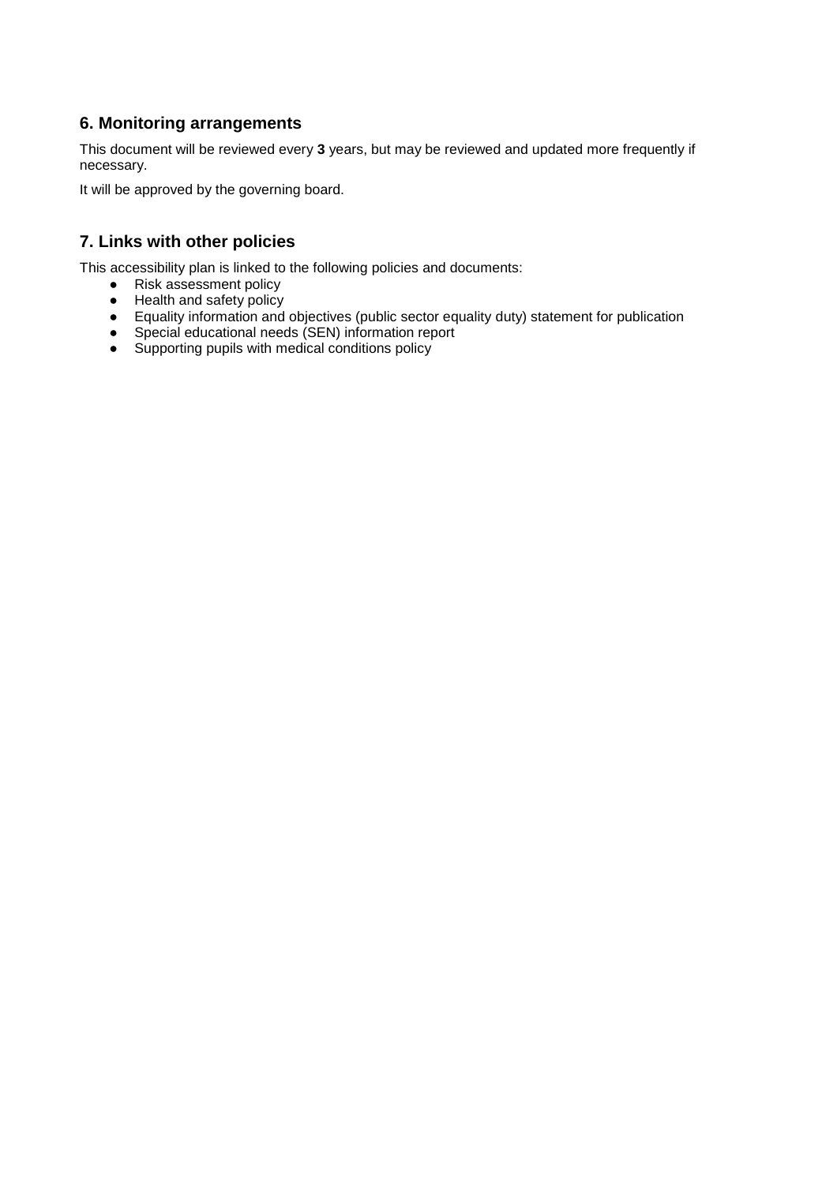## 6. Monitoring arrangements

This document will be reviewed every **3** years, but may be reviewed and updated more frequently if necessary.

It will be approved by the governing board.

## 7. Links with other policies

This accessibility plan is linked to the following policies and documents:

- Risk assessment policy
- Health and safety policy
- Equality information and objectives (public sector equality duty) statement for publication
- Special educational needs (SEN) information report
- Supporting pupils with medical conditions policy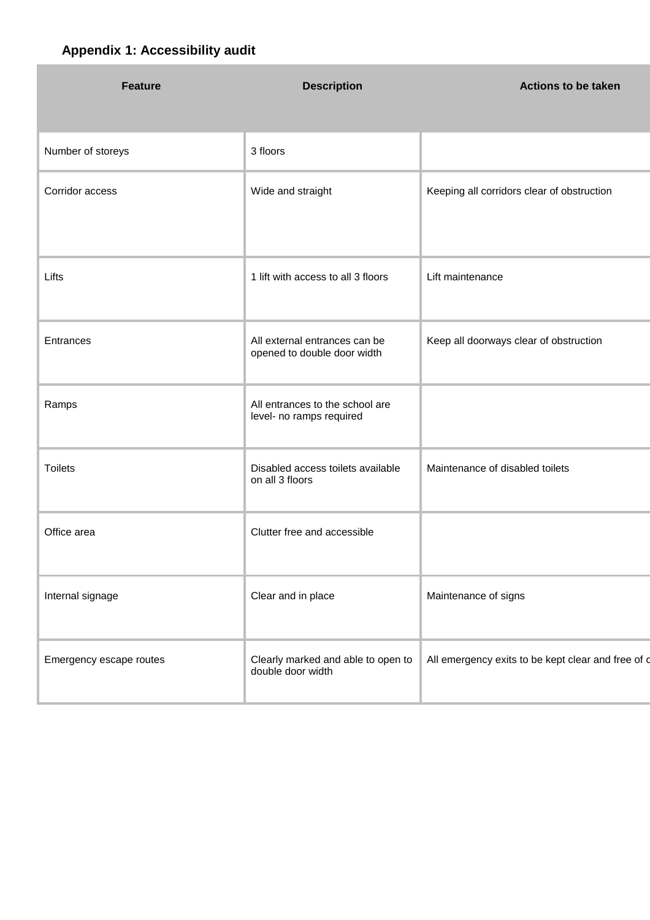## Appendix 1: Accessibility audit

| Feature | Description | Actions to be taken |
|---|---|---|
| Number of storeys | 3 floors | |
| Corridor access | Wide and straight | Keeping all corridors clear of obstruction |
| Lifts | 1 lift with access to all 3 floors | Lift maintenance |
| Entrances | All external entrances can be opened to double door width | Keep all doorways clear of obstruction |
| Ramps | All entrances to the school are level- no ramps required | |
| Toilets | Disabled access toilets available on all 3 floors | Maintenance of disabled toilets |
| Office area | Clutter free and accessible | |
| Internal signage | Clear and in place | Maintenance of signs |
| Emergency escape routes | Clearly marked and able to open to double door width | All emergency exits to be kept clear and free of c |